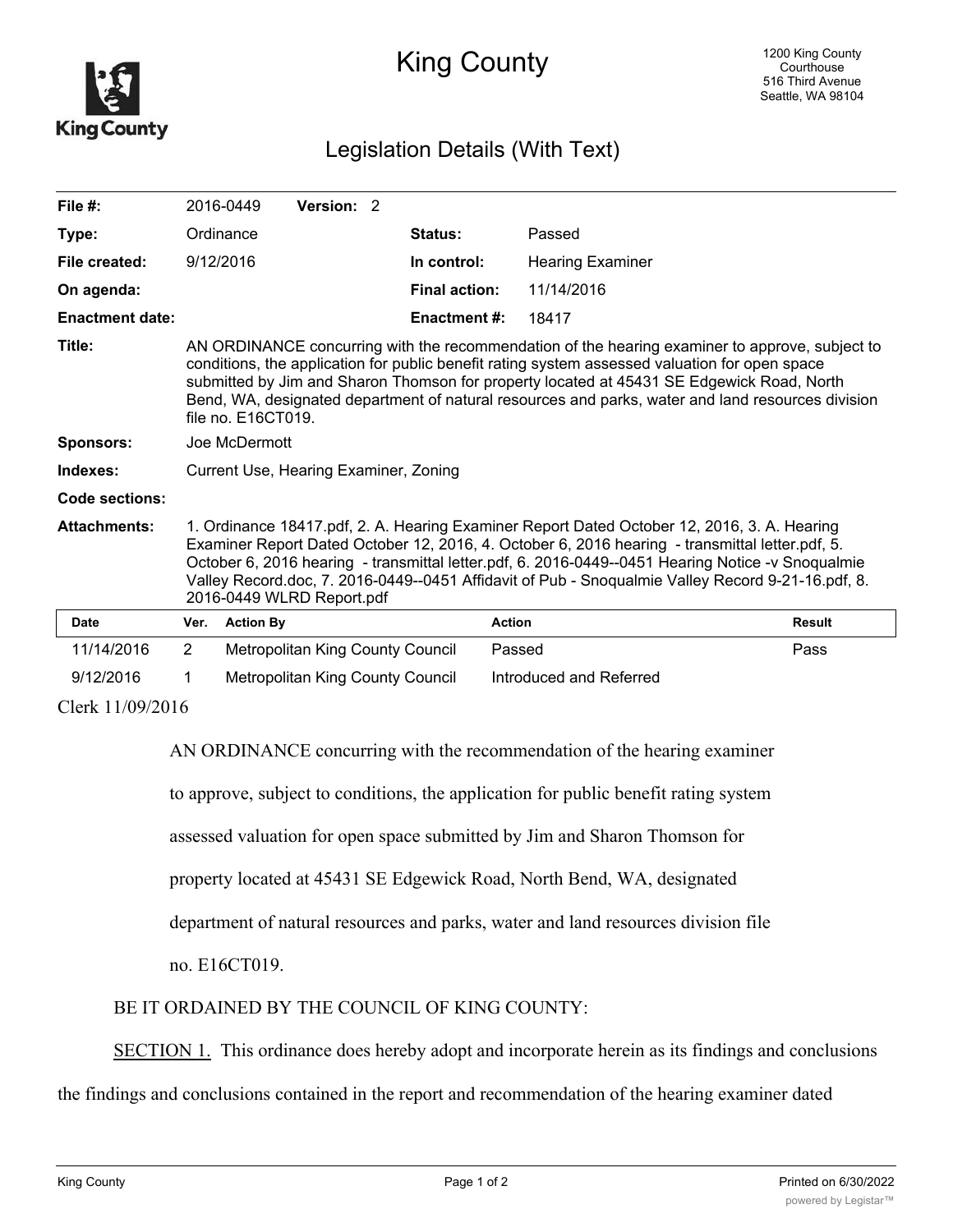# King County

1200 King County Courthouse
516 Third Avenue
Seattle, WA 98104

## Legislation Details (With Text)

| | | | |
|---|---|---|---|
| **File #:** | 2016-0449 **Version:** 2 | | |
| **Type:** | Ordinance | **Status:** | Passed |
| **File created:** | 9/12/2016 | **In control:** | Hearing Examiner |
| **On agenda:** | | **Final action:** | 11/14/2016 |
| **Enactment date:** | | **Enactment #:** | 18417 |

**Title:** AN ORDINANCE concurring with the recommendation of the hearing examiner to approve, subject to conditions, the application for public benefit rating system assessed valuation for open space submitted by Jim and Sharon Thomson for property located at 45431 SE Edgewick Road, North Bend, WA, designated department of natural resources and parks, water and land resources division file no. E16CT019.

**Sponsors:** Joe McDermott

**Indexes:** Current Use, Hearing Examiner, Zoning

**Code sections:**

**Attachments:** 1. Ordinance 18417.pdf, 2. A. Hearing Examiner Report Dated October 12, 2016, 3. A. Hearing Examiner Report Dated October 12, 2016, 4. October 6, 2016 hearing - transmittal letter.pdf, 5. October 6, 2016 hearing - transmittal letter.pdf, 6. 2016-0449--0451 Hearing Notice -v Snoqualmie Valley Record.doc, 7. 2016-0449--0451 Affidavit of Pub - Snoqualmie Valley Record 9-21-16.pdf, 8. 2016-0449 WLRD Report.pdf

| Date | Ver. | Action By | Action | Result |
|---|---|---|---|---|
| 11/14/2016 | 2 | Metropolitan King County Council | Passed | Pass |
| 9/12/2016 | 1 | Metropolitan King County Council | Introduced and Referred | |

Clerk 11/09/2016

AN ORDINANCE concurring with the recommendation of the hearing examiner to approve, subject to conditions, the application for public benefit rating system assessed valuation for open space submitted by Jim and Sharon Thomson for property located at 45431 SE Edgewick Road, North Bend, WA, designated department of natural resources and parks, water and land resources division file no. E16CT019.

BE IT ORDAINED BY THE COUNCIL OF KING COUNTY:

SECTION 1. This ordinance does hereby adopt and incorporate herein as its findings and conclusions the findings and conclusions contained in the report and recommendation of the hearing examiner dated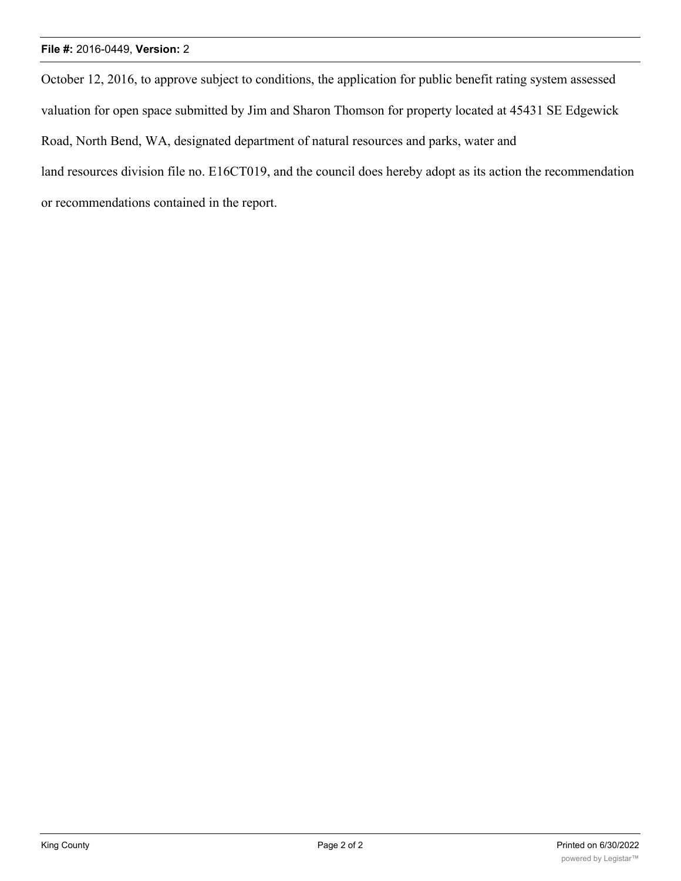October 12, 2016, to approve subject to conditions, the application for public benefit rating system assessed valuation for open space submitted by Jim and Sharon Thomson for property located at 45431 SE Edgewick Road, North Bend, WA, designated department of natural resources and parks, water and land resources division file no. E16CT019, and the council does hereby adopt as its action the recommendation or recommendations contained in the report.